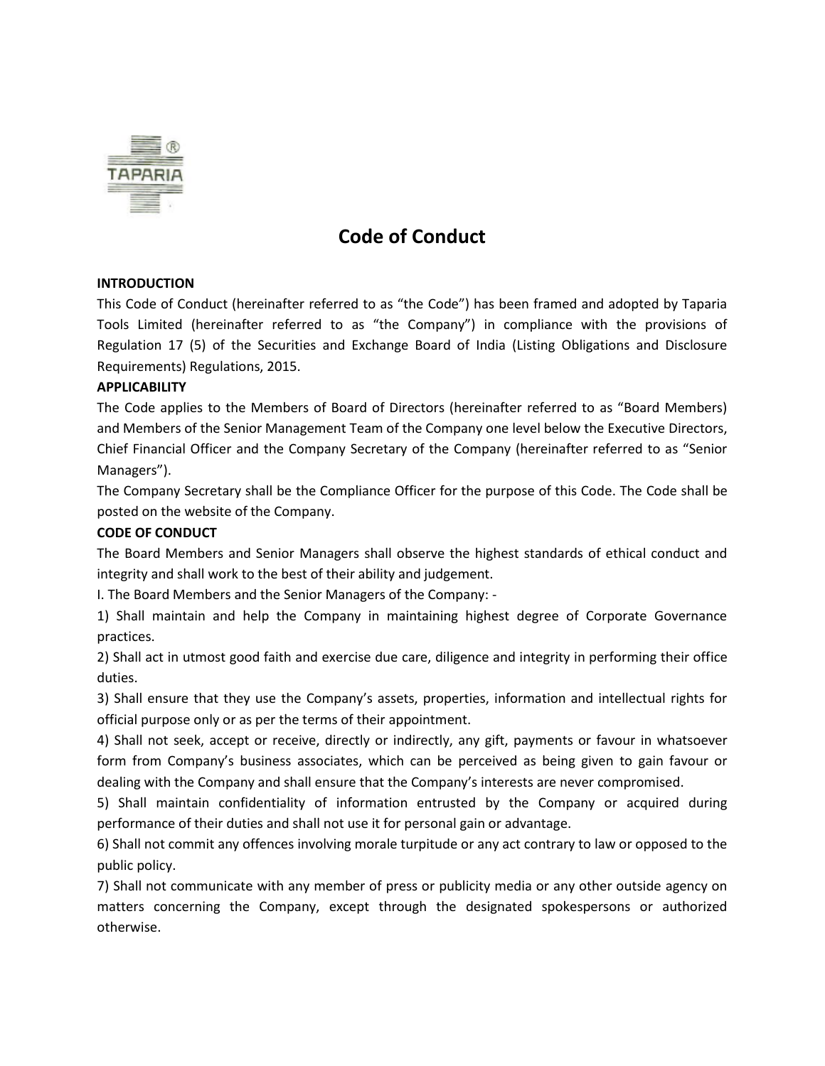# Code of Conduct

**INTRODUCTION**

This Code of Conduct (hereinafter referred to as "the Code") has been framed and adopted by Taparia Tools Limited (hereinafter referred to as "the Company") in compliance with the provisions of Regulation 17 (5) of the Securities and Exchange Board of India (Listing Obligations and Disclosure Requirements) Regulations, 2015.

**APPLICABILITY**

The Code applies to the Members of Board of Directors (hereinafter referred to as "Board Members) and Members of the Senior Management Team of the Company one level below the Executive Directors, Chief Financial Officer and the Company Secretary of the Company (hereinafter referred to as "Senior Managers").

The Company Secretary shall be the Compliance Officer for the purpose of this Code. The Code shall be posted on the website of the Company.

**CODE OF CONDUCT**

The Board Members and Senior Managers shall observe the highest standards of ethical conduct and integrity and shall work to the best of their ability and judgement.

I. The Board Members and the Senior Managers of the Company: -

1) Shall maintain and help the Company in maintaining highest degree of Corporate Governance practices.

2) Shall act in utmost good faith and exercise due care, diligence and integrity in performing their office duties.

3) Shall ensure that they use the Company's assets, properties, information and intellectual rights for official purpose only or as per the terms of their appointment.

4) Shall not seek, accept or receive, directly or indirectly, any gift, payments or favour in whatsoever form from Company's business associates, which can be perceived as being given to gain favour or dealing with the Company and shall ensure that the Company's interests are never compromised.

5) Shall maintain confidentiality of information entrusted by the Company or acquired during performance of their duties and shall not use it for personal gain or advantage.

6) Shall not commit any offences involving morale turpitude or any act contrary to law or opposed to the public policy.

7) Shall not communicate with any member of press or publicity media or any other outside agency on matters concerning the Company, except through the designated spokespersons or authorized otherwise.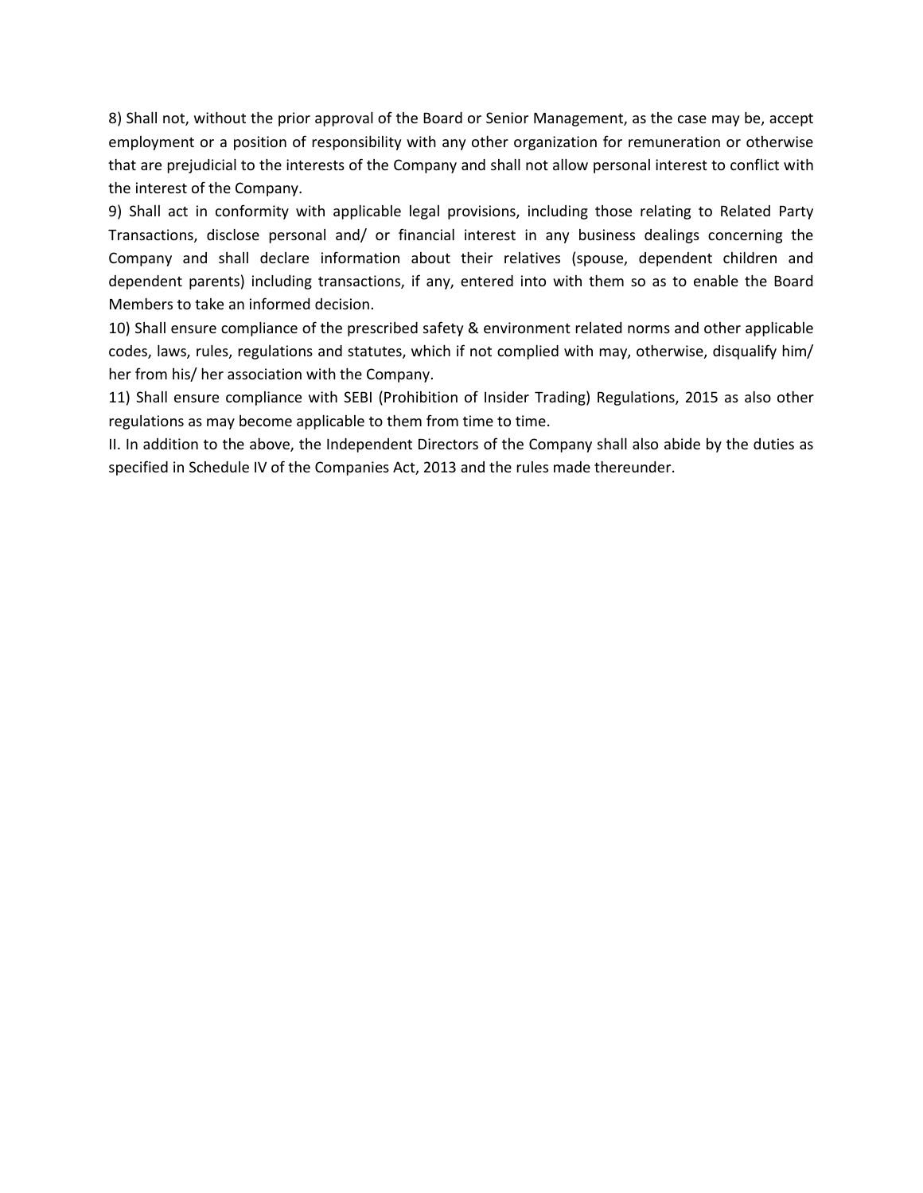8) Shall not, without the prior approval of the Board or Senior Management, as the case may be, accept employment or a position of responsibility with any other organization for remuneration or otherwise that are prejudicial to the interests of the Company and shall not allow personal interest to conflict with the interest of the Company.

9) Shall act in conformity with applicable legal provisions, including those relating to Related Party Transactions, disclose personal and/ or financial interest in any business dealings concerning the Company and shall declare information about their relatives (spouse, dependent children and dependent parents) including transactions, if any, entered into with them so as to enable the Board Members to take an informed decision.

10) Shall ensure compliance of the prescribed safety & environment related norms and other applicable codes, laws, rules, regulations and statutes, which if not complied with may, otherwise, disqualify him/ her from his/ her association with the Company.

11) Shall ensure compliance with SEBI (Prohibition of Insider Trading) Regulations, 2015 as also other regulations as may become applicable to them from time to time.

II. In addition to the above, the Independent Directors of the Company shall also abide by the duties as specified in Schedule IV of the Companies Act, 2013 and the rules made thereunder.